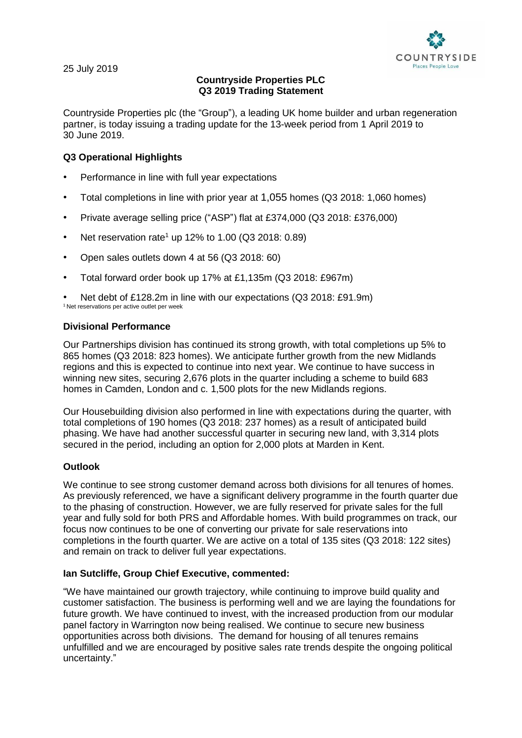25 July 2019

**Countryside Properties PLC**
**Q3 2019 Trading Statement**

Countryside Properties plc (the "Group"), a leading UK home builder and urban regeneration partner, is today issuing a trading update for the 13-week period from 1 April 2019 to 30 June 2019.

## Q3 Operational Highlights

- Performance in line with full year expectations
- Total completions in line with prior year at 1,055 homes (Q3 2018: 1,060 homes)
- Private average selling price ("ASP") flat at £374,000 (Q3 2018: £376,000)
- Net reservation rate[1] up 12% to 1.00 (Q3 2018: 0.89)
- Open sales outlets down 4 at 56 (Q3 2018: 60)
- Total forward order book up 17% at £1,135m (Q3 2018: £967m)
- Net debt of £128.2m in line with our expectations (Q3 2018: £91.9m)

[1] Net reservations per active outlet per week

## Divisional Performance

Our Partnerships division has continued its strong growth, with total completions up 5% to 865 homes (Q3 2018: 823 homes). We anticipate further growth from the new Midlands regions and this is expected to continue into next year. We continue to have success in winning new sites, securing 2,676 plots in the quarter including a scheme to build 683 homes in Camden, London and c. 1,500 plots for the new Midlands regions.

Our Housebuilding division also performed in line with expectations during the quarter, with total completions of 190 homes (Q3 2018: 237 homes) as a result of anticipated build phasing. We have had another successful quarter in securing new land, with 3,314 plots secured in the period, including an option for 2,000 plots at Marden in Kent.

## Outlook

We continue to see strong customer demand across both divisions for all tenures of homes. As previously referenced, we have a significant delivery programme in the fourth quarter due to the phasing of construction. However, we are fully reserved for private sales for the full year and fully sold for both PRS and Affordable homes. With build programmes on track, our focus now continues to be one of converting our private for sale reservations into completions in the fourth quarter. We are active on a total of 135 sites (Q3 2018: 122 sites) and remain on track to deliver full year expectations.

## Ian Sutcliffe, Group Chief Executive, commented:

"We have maintained our growth trajectory, while continuing to improve build quality and customer satisfaction. The business is performing well and we are laying the foundations for future growth. We have continued to invest, with the increased production from our modular panel factory in Warrington now being realised. We continue to secure new business opportunities across both divisions. The demand for housing of all tenures remains unfulfilled and we are encouraged by positive sales rate trends despite the ongoing political uncertainty."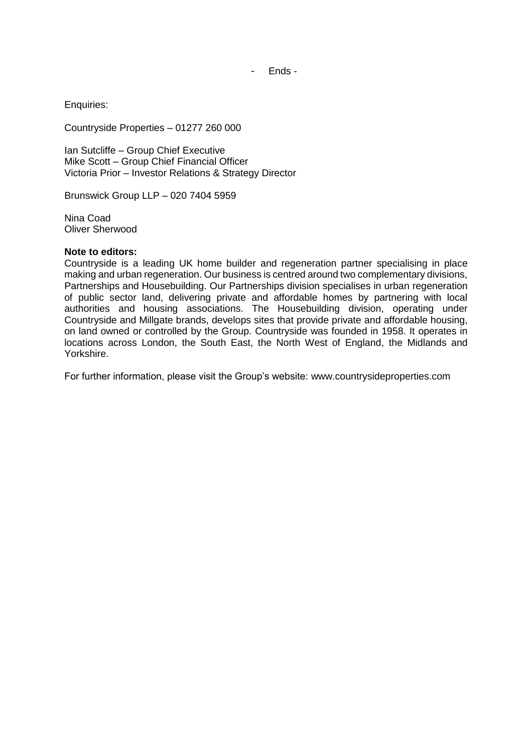- Ends -

Enquiries:

Countryside Properties – 01277 260 000

Ian Sutcliffe – Group Chief Executive
Mike Scott – Group Chief Financial Officer
Victoria Prior – Investor Relations & Strategy Director

Brunswick Group LLP – 020 7404 5959

Nina Coad
Oliver Sherwood

**Note to editors:**
Countryside is a leading UK home builder and regeneration partner specialising in place making and urban regeneration. Our business is centred around two complementary divisions, Partnerships and Housebuilding. Our Partnerships division specialises in urban regeneration of public sector land, delivering private and affordable homes by partnering with local authorities and housing associations. The Housebuilding division, operating under Countryside and Millgate brands, develops sites that provide private and affordable housing, on land owned or controlled by the Group. Countryside was founded in 1958. It operates in locations across London, the South East, the North West of England, the Midlands and Yorkshire.

For further information, please visit the Group's website: www.countrysideproperties.com